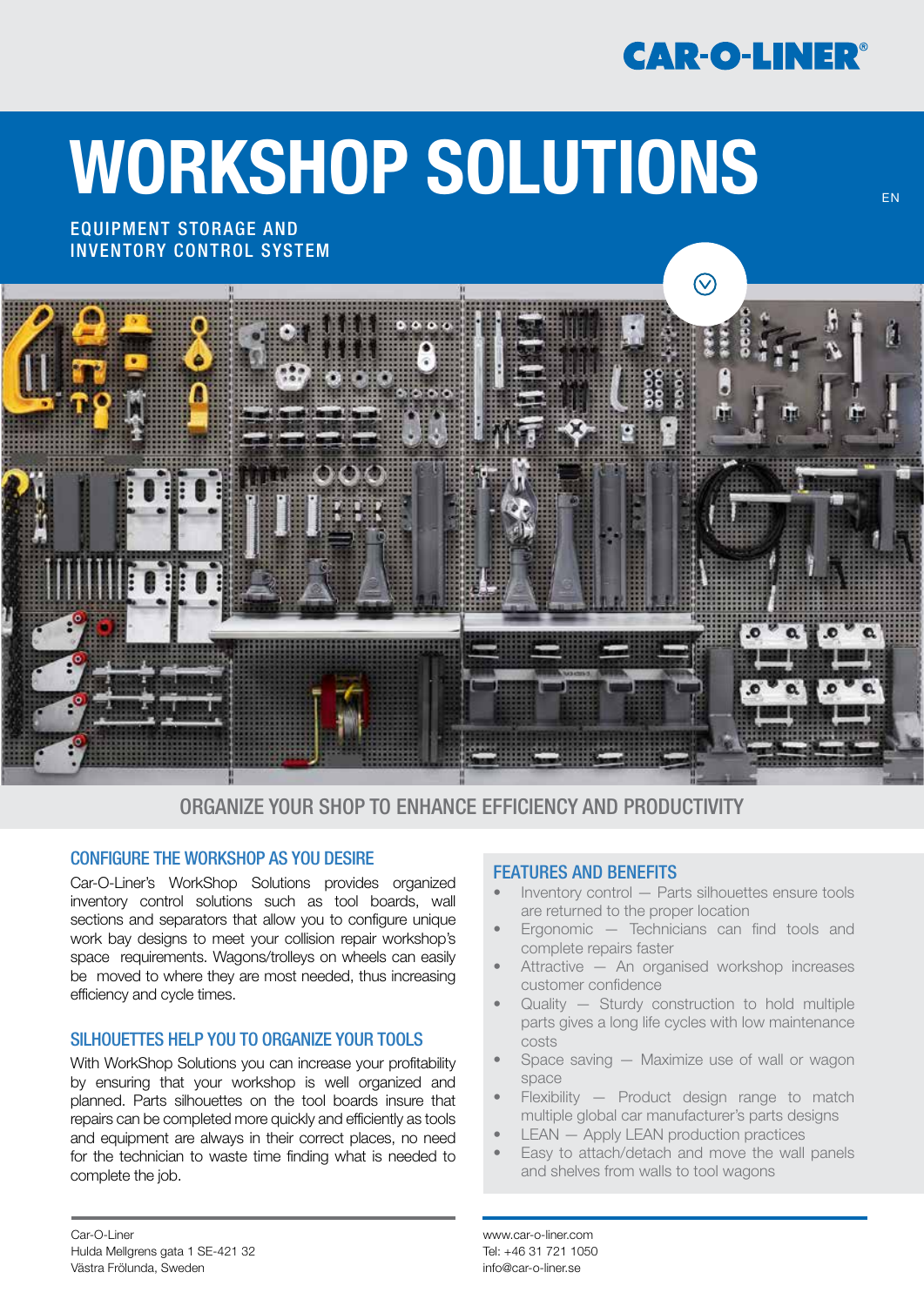CAR-O-LINER®

# WORKSHOP SOLUTIONS

EN

EQUIPMENT STORAGE AND INVENTORY CONTROL SYSTEM

## ORGANIZE YOUR SHOP TO ENHANCE EFFICIENCY AND PRODUCTIVITY

### CONFIGURE THE WORKSHOP AS YOU DESIRE

Car-O-Liner's WorkShop Solutions provides organized inventory control solutions such as tool boards, wall sections and separators that allow you to configure unique work bay designs to meet your collision repair workshop's space requirements. Wagons/trolleys on wheels can easily be moved to where they are most needed, thus increasing efficiency and cycle times.

### SILHOUETTES HELP YOU TO ORGANIZE YOUR TOOLS

With WorkShop Solutions you can increase your profitability by ensuring that your workshop is well organized and planned. Parts silhouettes on the tool boards insure that repairs can be completed more quickly and efficiently as tools and equipment are always in their correct places, no need for the technician to waste time finding what is needed to complete the job.

### FEATURES AND BENEFITS

- Inventory control — Parts silhouettes ensure tools are returned to the proper location
- Ergonomic — Technicians can find tools and complete repairs faster
- Attractive — An organised workshop increases customer confidence
- Quality — Sturdy construction to hold multiple parts gives a long life cycles with low maintenance costs
- Space saving — Maximize use of wall or wagon space
- Flexibility — Product design range to match multiple global car manufacturer's parts designs
- LEAN — Apply LEAN production practices
- Easy to attach/detach and move the wall panels and shelves from walls to tool wagons

Car-O-Liner
Hulda Mellgrens gata 1 SE-421 32
Västra Frölunda, Sweden

www.car-o-liner.com
Tel: +46 31 721 1050
info@car-o-liner.se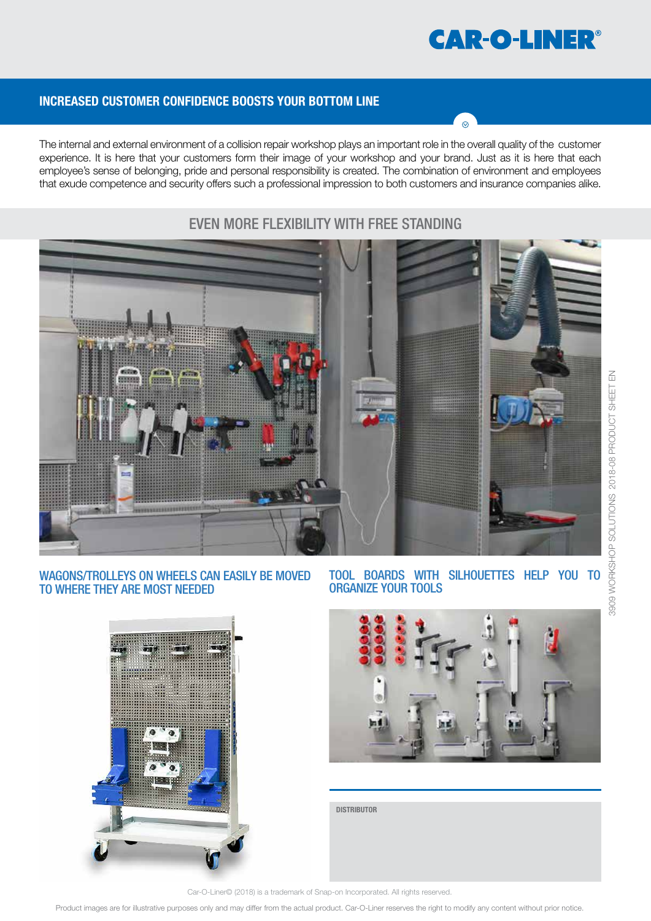## INCREASED CUSTOMER CONFIDENCE BOOSTS YOUR BOTTOM LINE

The internal and external environment of a collision repair workshop plays an important role in the overall quality of the customer experience. It is here that your customers form their image of your workshop and your brand. Just as it is here that each employee's sense of belonging, pride and personal responsibility is created. The combination of environment and employees that exude competence and security offers such a professional impression to both customers and insurance companies alike.

## EVEN MORE FLEXIBILITY WITH FREE STANDING

### WAGONS/TROLLEYS ON WHEELS CAN EASILY BE MOVED TO WHERE THEY ARE MOST NEEDED

### TOOL BOARDS WITH SILHOUETTES HELP YOU TO ORGANIZE YOUR TOOLS

**DISTRIBUTOR**

Car-O-Liner© (2018) is a trademark of Snap-on Incorporated. All rights reserved.

Product images are for illustrative purposes only and may differ from the actual product. Car-O-Liner reserves the right to modify any content without prior notice.